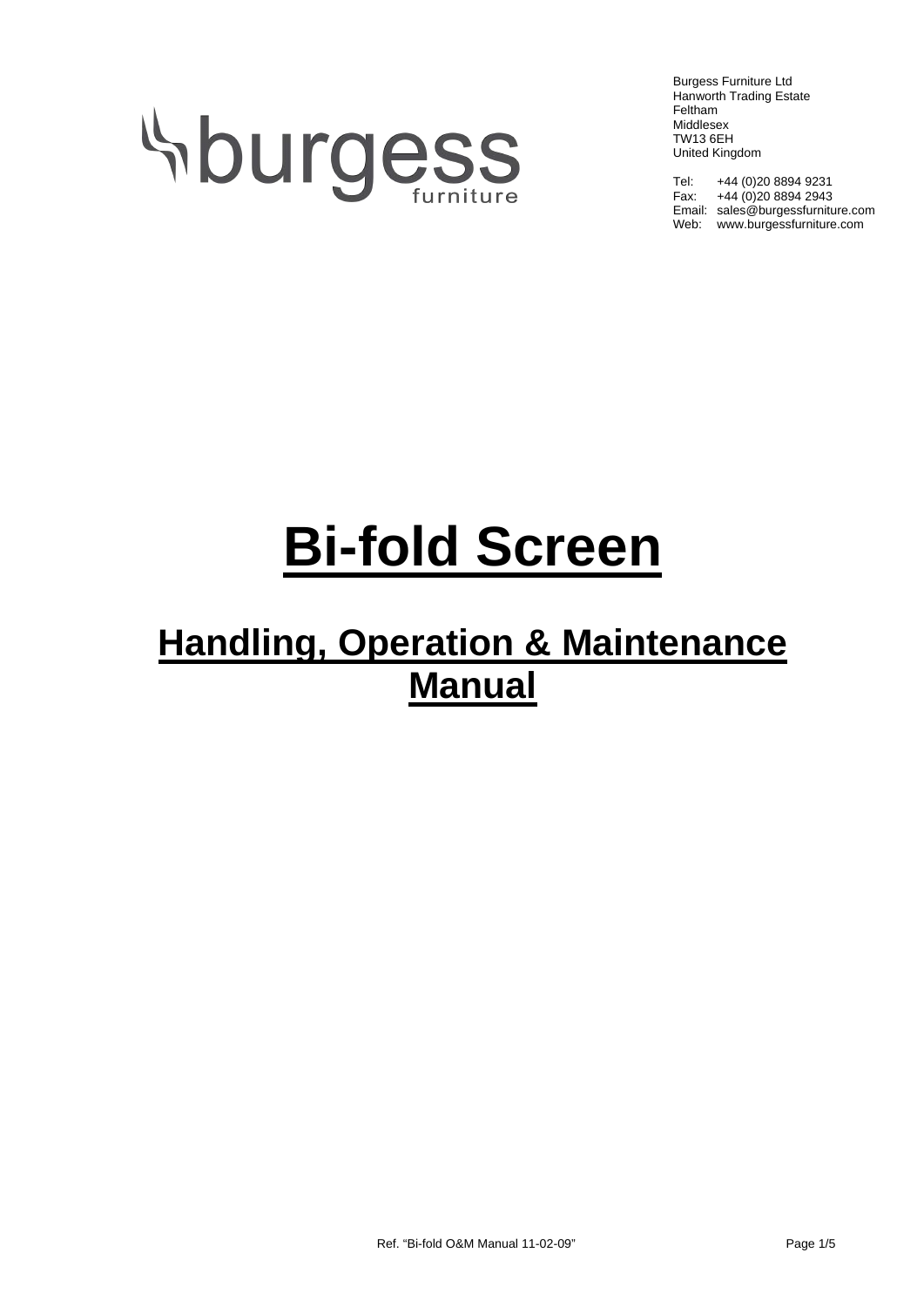burgess furniture

Burgess Furniture Ltd
Hanworth Trading Estate
Feltham
Middlesex
TW13 6EH
United Kingdom

Tel: +44 (0)20 8894 9231
Fax: +44 (0)20 8894 2943
Email: sales@burgessfurniture.com
Web: www.burgessfurniture.com

# Bi-fold Screen

## Handling, Operation & Maintenance Manual

Ref. "Bi-fold O&M Manual 11-02-09"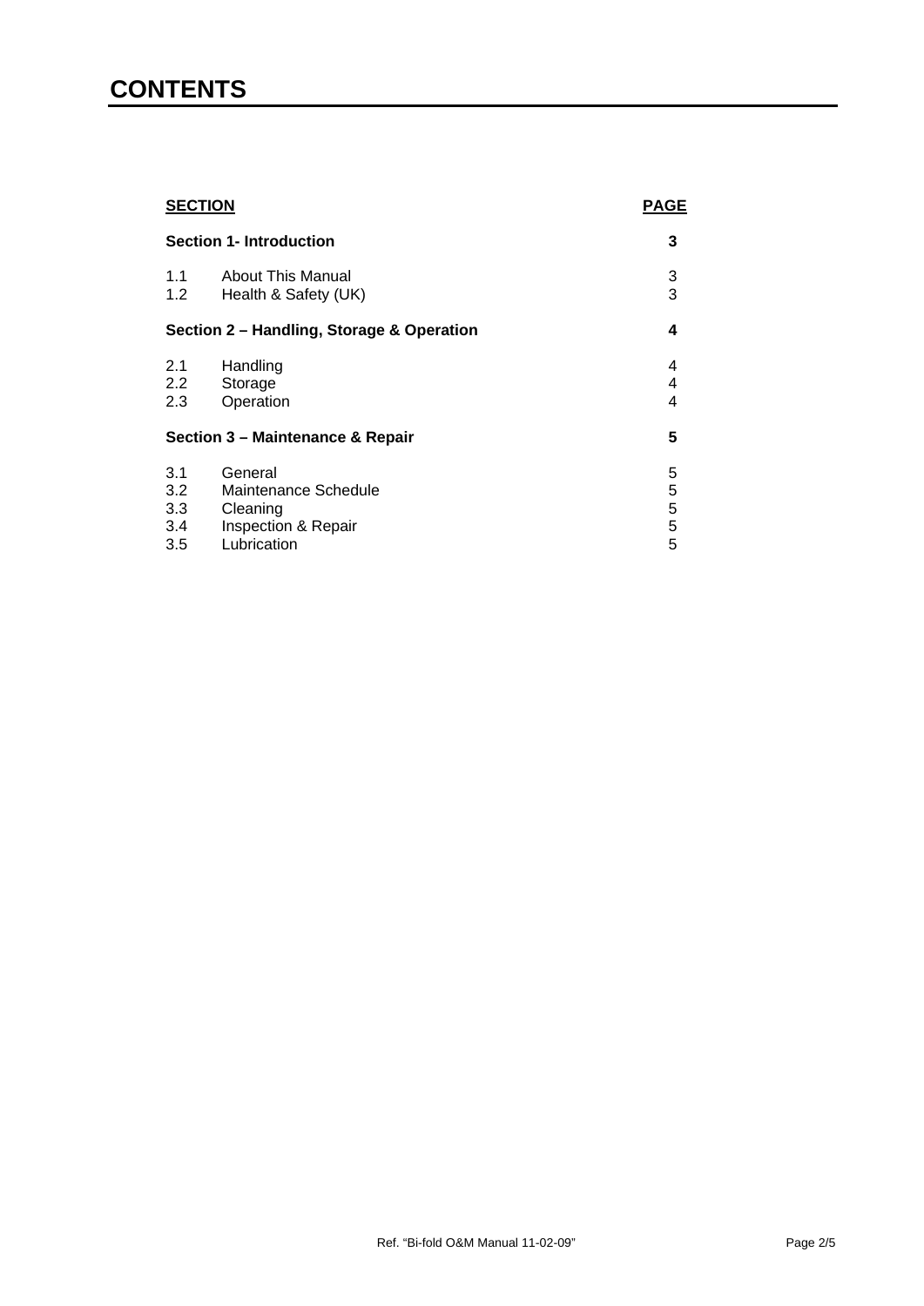# CONTENTS

| SECTION | | PAGE |
|---|---|---|
| **Section 1- Introduction** | | **3** |
| 1.1 | About This Manual | 3 |
| 1.2 | Health & Safety (UK) | 3 |
| **Section 2 – Handling, Storage & Operation** | | **4** |
| 2.1 | Handling | 4 |
| 2.2 | Storage | 4 |
| 2.3 | Operation | 4 |
| **Section 3 – Maintenance & Repair** | | **5** |
| 3.1 | General | 5 |
| 3.2 | Maintenance Schedule | 5 |
| 3.3 | Cleaning | 5 |
| 3.4 | Inspection & Repair | 5 |
| 3.5 | Lubrication | 5 |

Ref. "Bi-fold O&M Manual 11-02-09"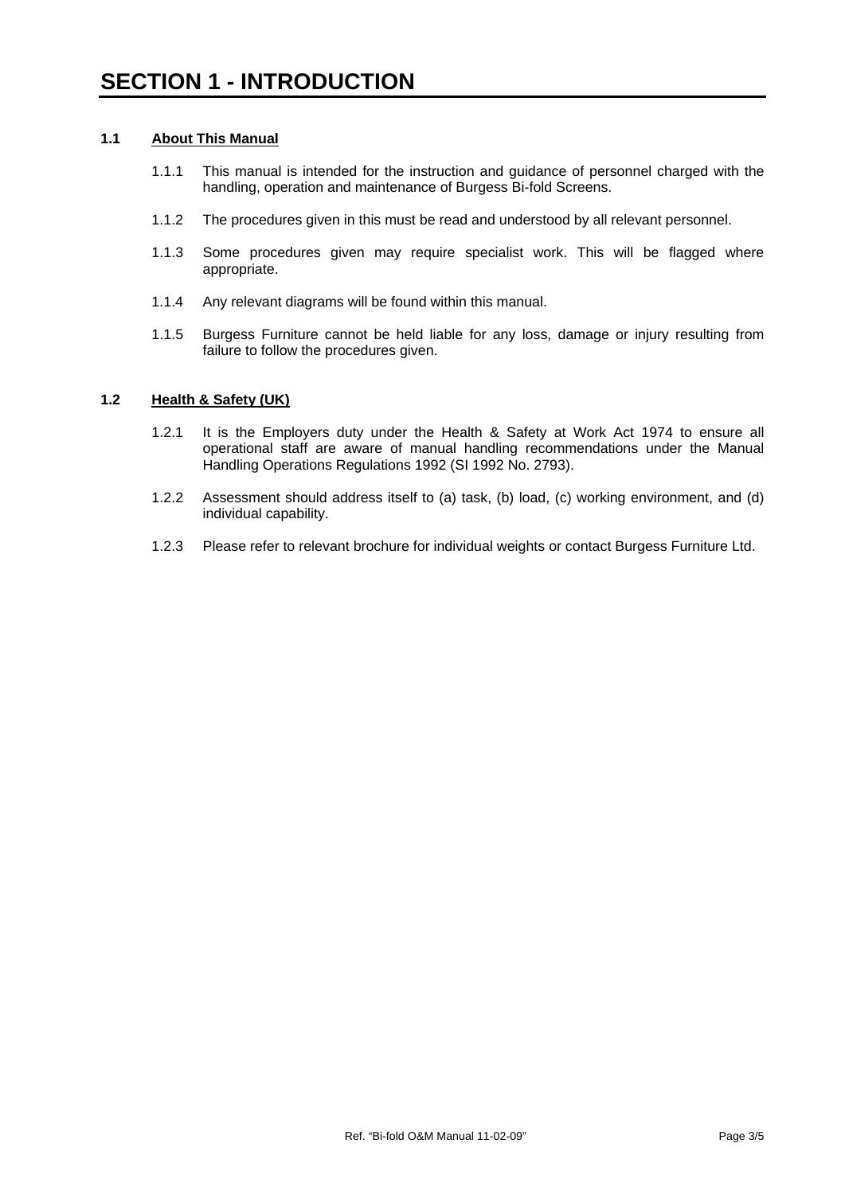# SECTION 1 - INTRODUCTION

## 1.1 About This Manual

1.1.1 This manual is intended for the instruction and guidance of personnel charged with the handling, operation and maintenance of Burgess Bi-fold Screens.

1.1.2 The procedures given in this must be read and understood by all relevant personnel.

1.1.3 Some procedures given may require specialist work. This will be flagged where appropriate.

1.1.4 Any relevant diagrams will be found within this manual.

1.1.5 Burgess Furniture cannot be held liable for any loss, damage or injury resulting from failure to follow the procedures given.

## 1.2 Health & Safety (UK)

1.2.1 It is the Employers duty under the Health & Safety at Work Act 1974 to ensure all operational staff are aware of manual handling recommendations under the Manual Handling Operations Regulations 1992 (SI 1992 No. 2793).

1.2.2 Assessment should address itself to (a) task, (b) load, (c) working environment, and (d) individual capability.

1.2.3 Please refer to relevant brochure for individual weights or contact Burgess Furniture Ltd.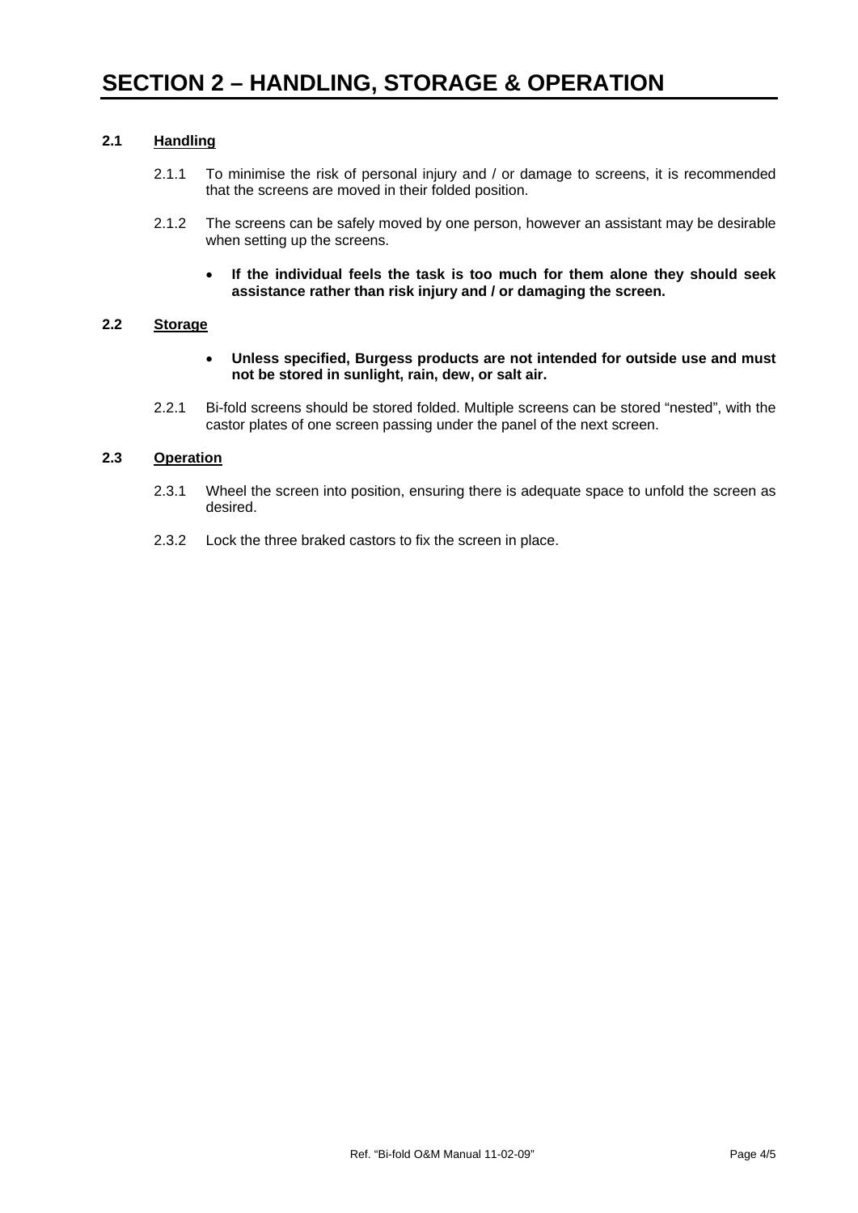# SECTION 2 – HANDLING, STORAGE & OPERATION

## 2.1 Handling

2.1.1 To minimise the risk of personal injury and / or damage to screens, it is recommended that the screens are moved in their folded position.

2.1.2 The screens can be safely moved by one person, however an assistant may be desirable when setting up the screens.

- **If the individual feels the task is too much for them alone they should seek assistance rather than risk injury and / or damaging the screen.**

## 2.2 Storage

- **Unless specified, Burgess products are not intended for outside use and must not be stored in sunlight, rain, dew, or salt air.**

2.2.1 Bi-fold screens should be stored folded. Multiple screens can be stored "nested", with the castor plates of one screen passing under the panel of the next screen.

## 2.3 Operation

2.3.1 Wheel the screen into position, ensuring there is adequate space to unfold the screen as desired.

2.3.2 Lock the three braked castors to fix the screen in place.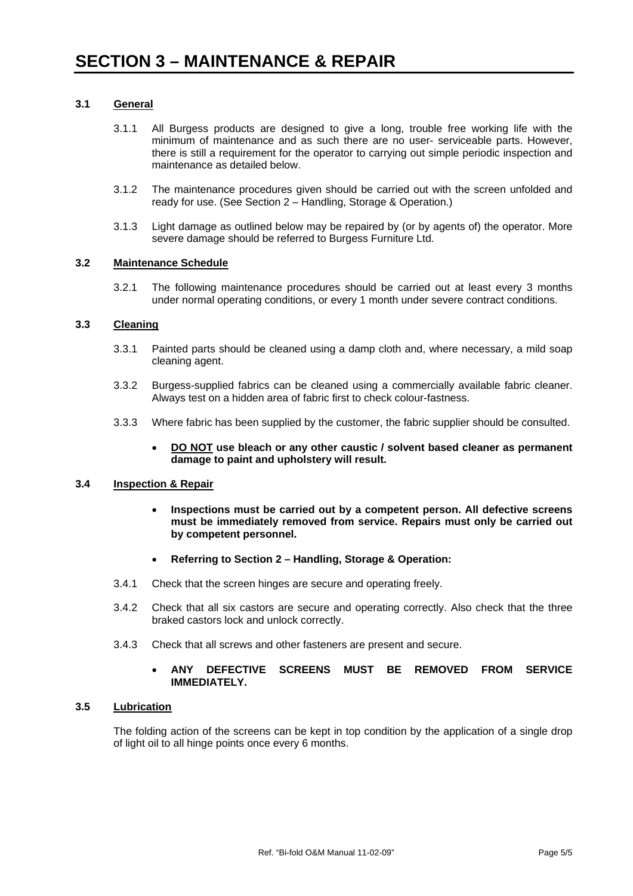# SECTION 3 – MAINTENANCE & REPAIR

## 3.1 General

3.1.1 All Burgess products are designed to give a long, trouble free working life with the minimum of maintenance and as such there are no user- serviceable parts. However, there is still a requirement for the operator to carrying out simple periodic inspection and maintenance as detailed below.

3.1.2 The maintenance procedures given should be carried out with the screen unfolded and ready for use. (See Section 2 – Handling, Storage & Operation.)

3.1.3 Light damage as outlined below may be repaired by (or by agents of) the operator. More severe damage should be referred to Burgess Furniture Ltd.

## 3.2 Maintenance Schedule

3.2.1 The following maintenance procedures should be carried out at least every 3 months under normal operating conditions, or every 1 month under severe contract conditions.

## 3.3 Cleaning

3.3.1 Painted parts should be cleaned using a damp cloth and, where necessary, a mild soap cleaning agent.

3.3.2 Burgess-supplied fabrics can be cleaned using a commercially available fabric cleaner. Always test on a hidden area of fabric first to check colour-fastness.

3.3.3 Where fabric has been supplied by the customer, the fabric supplier should be consulted.

- **DO NOT use bleach or any other caustic / solvent based cleaner as permanent damage to paint and upholstery will result.**

## 3.4 Inspection & Repair

- **Inspections must be carried out by a competent person. All defective screens must be immediately removed from service. Repairs must only be carried out by competent personnel.**
- **Referring to Section 2 – Handling, Storage & Operation:**

3.4.1 Check that the screen hinges are secure and operating freely.

3.4.2 Check that all six castors are secure and operating correctly. Also check that the three braked castors lock and unlock correctly.

3.4.3 Check that all screws and other fasteners are present and secure.

- **ANY DEFECTIVE SCREENS MUST BE REMOVED FROM SERVICE IMMEDIATELY.**

## 3.5 Lubrication

The folding action of the screens can be kept in top condition by the application of a single drop of light oil to all hinge points once every 6 months.